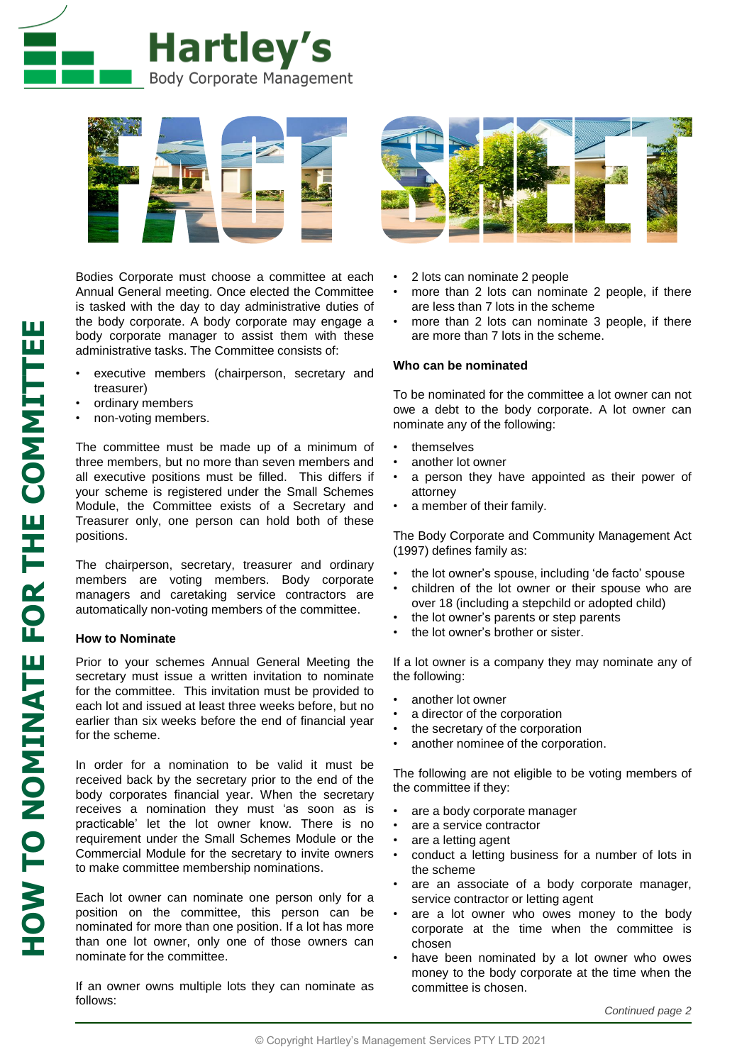# Hartley's

Body Corporate Management

# FACT SHEET

## HOW TO NOMINATE FOR THE COMMITTEE

Bodies Corporate must choose a committee at each Annual General meeting. Once elected the Committee is tasked with the day to day administrative duties of the body corporate. A body corporate may engage a body corporate manager to assist them with these administrative tasks. The Committee consists of:

- executive members (chairperson, secretary and treasurer)
- ordinary members
- non-voting members.

The committee must be made up of a minimum of three members, but no more than seven members and all executive positions must be filled. This differs if your scheme is registered under the Small Schemes Module, the Committee exists of a Secretary and Treasurer only, one person can hold both of these positions.

The chairperson, secretary, treasurer and ordinary members are voting members. Body corporate managers and caretaking service contractors are automatically non-voting members of the committee.

### How to Nominate

Prior to your schemes Annual General Meeting the secretary must issue a written invitation to nominate for the committee. This invitation must be provided to each lot and issued at least three weeks before, but no earlier than six weeks before the end of financial year for the scheme.

In order for a nomination to be valid it must be received back by the secretary prior to the end of the body corporates financial year. When the secretary receives a nomination they must 'as soon as is practicable' let the lot owner know. There is no requirement under the Small Schemes Module or the Commercial Module for the secretary to invite owners to make committee membership nominations.

Each lot owner can nominate one person only for a position on the committee, this person can be nominated for more than one position. If a lot has more than one lot owner, only one of those owners can nominate for the committee.

If an owner owns multiple lots they can nominate as follows:

- 2 lots can nominate 2 people
- more than 2 lots can nominate 2 people, if there are less than 7 lots in the scheme
- more than 2 lots can nominate 3 people, if there are more than 7 lots in the scheme.

### Who can be nominated

To be nominated for the committee a lot owner can not owe a debt to the body corporate. A lot owner can nominate any of the following:

- themselves
- another lot owner
- a person they have appointed as their power of attorney
- a member of their family.

The Body Corporate and Community Management Act (1997) defines family as:

- the lot owner's spouse, including 'de facto' spouse
- children of the lot owner or their spouse who are over 18 (including a stepchild or adopted child)
- the lot owner's parents or step parents
- the lot owner's brother or sister.

If a lot owner is a company they may nominate any of the following:

- another lot owner
- a director of the corporation
- the secretary of the corporation
- another nominee of the corporation.

The following are not eligible to be voting members of the committee if they:

- are a body corporate manager
- are a service contractor
- are a letting agent
- conduct a letting business for a number of lots in the scheme
- are an associate of a body corporate manager, service contractor or letting agent
- are a lot owner who owes money to the body corporate at the time when the committee is chosen
- have been nominated by a lot owner who owes money to the body corporate at the time when the committee is chosen.

*Continued page 2*

© Copyright Hartley's Management Services PTY LTD 2021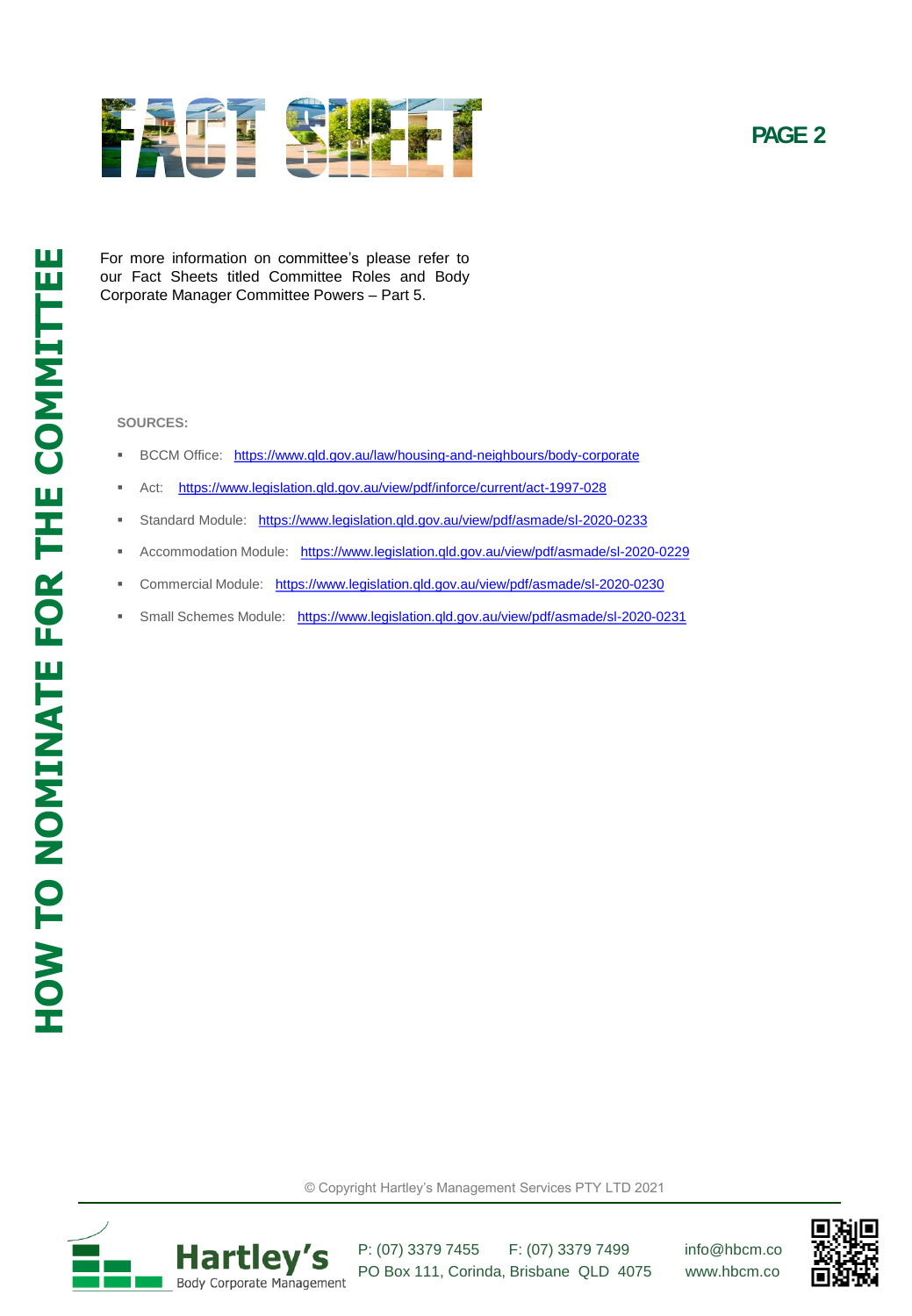For more information on committee's please refer to our Fact Sheets titled Committee Roles and Body Corporate Manager Committee Powers – Part 5.

**SOURCES:**

- BCCM Office: https://www.qld.gov.au/law/housing-and-neighbours/body-corporate
- Act: https://www.legislation.qld.gov.au/view/pdf/inforce/current/act-1997-028
- Standard Module: https://www.legislation.qld.gov.au/view/pdf/asmade/sl-2020-0233
- Accommodation Module: https://www.legislation.qld.gov.au/view/pdf/asmade/sl-2020-0229
- Commercial Module: https://www.legislation.qld.gov.au/view/pdf/asmade/sl-2020-0230
- Small Schemes Module: https://www.legislation.qld.gov.au/view/pdf/asmade/sl-2020-0231

© Copyright Hartley's Management Services PTY LTD 2021

Hartley's Body Corporate Management

P: (07) 3379 7455  F: (07) 3379 7499
PO Box 111, Corinda, Brisbane QLD 4075

info@hbcm.co
www.hbcm.co